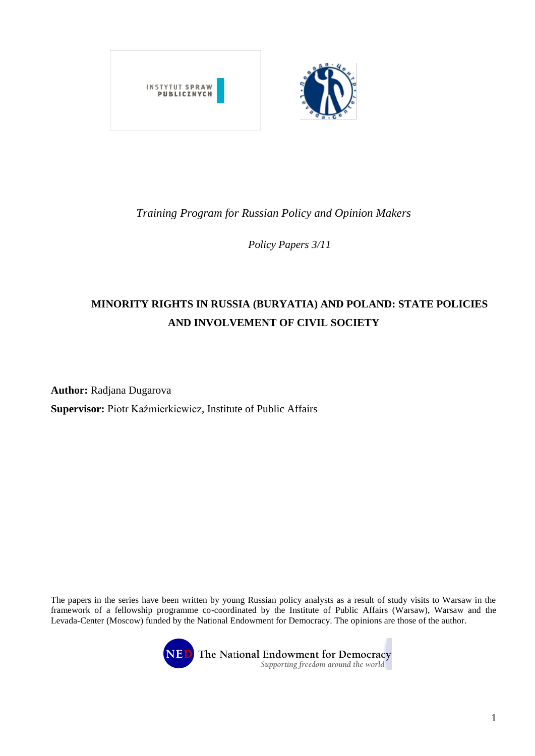*Training Program for Russian Policy and Opinion Makers*

*Policy Papers 3/11*

# MINORITY RIGHTS IN RUSSIA (BURYATIA) AND POLAND: STATE POLICIES AND INVOLVEMENT OF CIVIL SOCIETY

**Author:** Radjana Dugarova

**Supervisor:** Piotr Kaźmierkiewicz, Institute of Public Affairs

The papers in the series have been written by young Russian policy analysts as a result of study visits to Warsaw in the framework of a fellowship programme co-coordinated by the Institute of Public Affairs (Warsaw), Warsaw and the Levada-Center (Moscow) funded by the National Endowment for Democracy. The opinions are those of the author.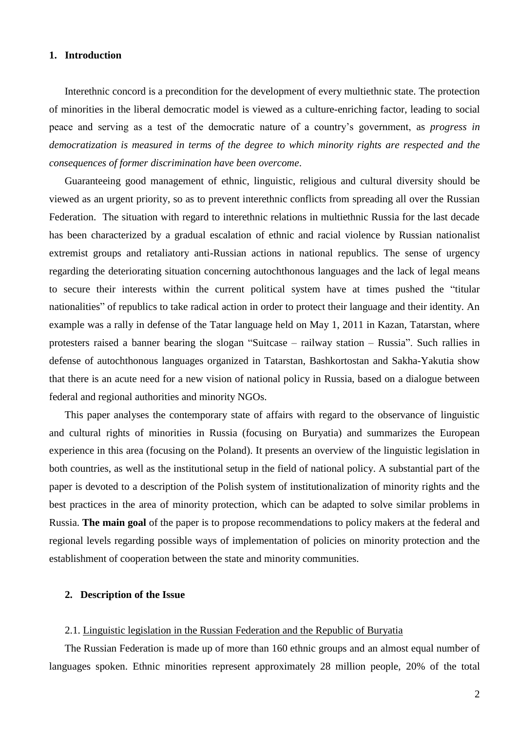## 1. Introduction

Interethnic concord is a precondition for the development of every multiethnic state. The protection of minorities in the liberal democratic model is viewed as a culture-enriching factor, leading to social peace and serving as a test of the democratic nature of a country's government, as *progress in democratization is measured in terms of the degree to which minority rights are respected and the consequences of former discrimination have been overcome*.

Guaranteeing good management of ethnic, linguistic, religious and cultural diversity should be viewed as an urgent priority, so as to prevent interethnic conflicts from spreading all over the Russian Federation. The situation with regard to interethnic relations in multiethnic Russia for the last decade has been characterized by a gradual escalation of ethnic and racial violence by Russian nationalist extremist groups and retaliatory anti-Russian actions in national republics. The sense of urgency regarding the deteriorating situation concerning autochthonous languages and the lack of legal means to secure their interests within the current political system have at times pushed the "titular nationalities" of republics to take radical action in order to protect their language and their identity. An example was a rally in defense of the Tatar language held on May 1, 2011 in Kazan, Tatarstan, where protesters raised a banner bearing the slogan "Suitcase – railway station – Russia". Such rallies in defense of autochthonous languages organized in Tatarstan, Bashkortostan and Sakha-Yakutia show that there is an acute need for a new vision of national policy in Russia, based on a dialogue between federal and regional authorities and minority NGOs.

This paper analyses the contemporary state of affairs with regard to the observance of linguistic and cultural rights of minorities in Russia (focusing on Buryatia) and summarizes the European experience in this area (focusing on the Poland). It presents an overview of the linguistic legislation in both countries, as well as the institutional setup in the field of national policy. A substantial part of the paper is devoted to a description of the Polish system of institutionalization of minority rights and the best practices in the area of minority protection, which can be adapted to solve similar problems in Russia. **The main goal** of the paper is to propose recommendations to policy makers at the federal and regional levels regarding possible ways of implementation of policies on minority protection and the establishment of cooperation between the state and minority communities.

## 2. Description of the Issue

### 2.1. Linguistic legislation in the Russian Federation and the Republic of Buryatia

The Russian Federation is made up of more than 160 ethnic groups and an almost equal number of languages spoken. Ethnic minorities represent approximately 28 million people, 20% of the total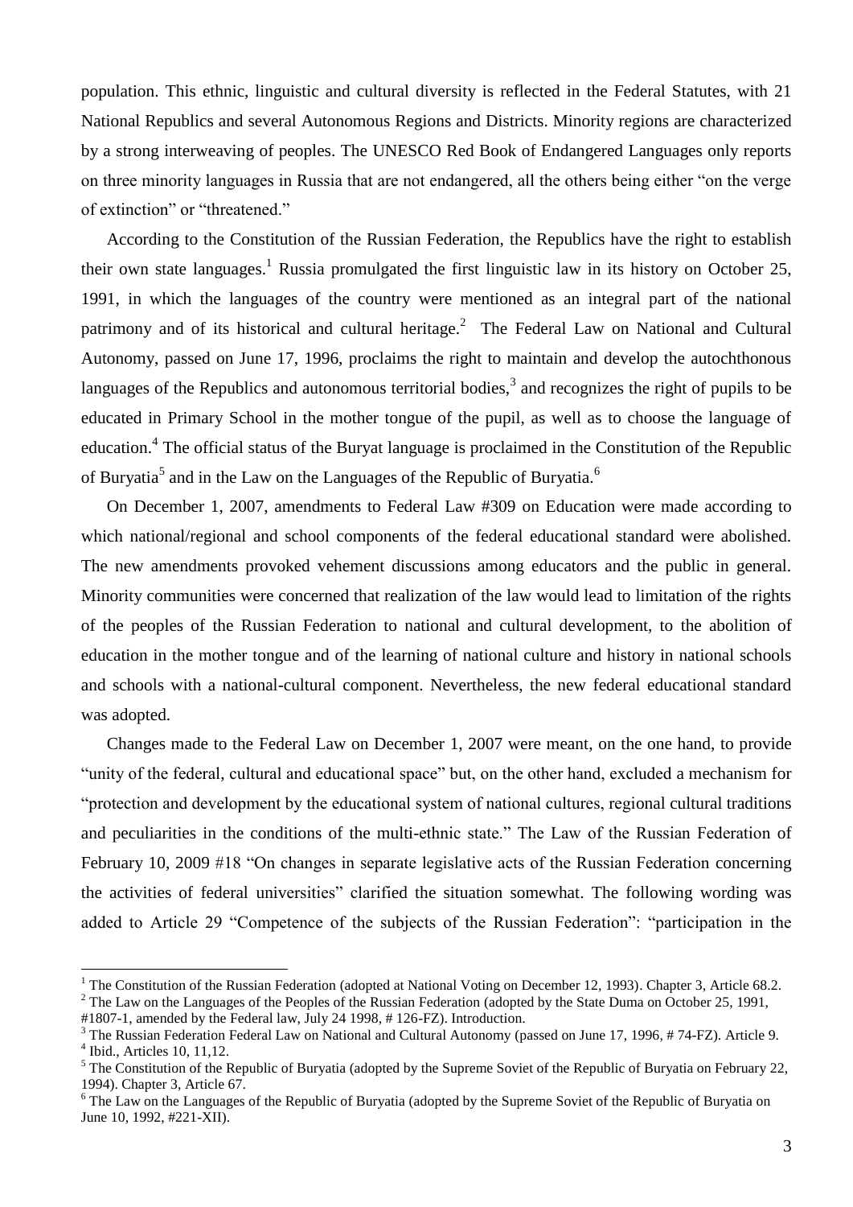population. This ethnic, linguistic and cultural diversity is reflected in the Federal Statutes, with 21 National Republics and several Autonomous Regions and Districts. Minority regions are characterized by a strong interweaving of peoples. The UNESCO Red Book of Endangered Languages only reports on three minority languages in Russia that are not endangered, all the others being either "on the verge of extinction" or "threatened."

According to the Constitution of the Russian Federation, the Republics have the right to establish their own state languages.[1] Russia promulgated the first linguistic law in its history on October 25, 1991, in which the languages of the country were mentioned as an integral part of the national patrimony and of its historical and cultural heritage.[2] The Federal Law on National and Cultural Autonomy, passed on June 17, 1996, proclaims the right to maintain and develop the autochthonous languages of the Republics and autonomous territorial bodies,[3] and recognizes the right of pupils to be educated in Primary School in the mother tongue of the pupil, as well as to choose the language of education.[4] The official status of the Buryat language is proclaimed in the Constitution of the Republic of Buryatia[5] and in the Law on the Languages of the Republic of Buryatia.[6]

On December 1, 2007, amendments to Federal Law #309 on Education were made according to which national/regional and school components of the federal educational standard were abolished. The new amendments provoked vehement discussions among educators and the public in general. Minority communities were concerned that realization of the law would lead to limitation of the rights of the peoples of the Russian Federation to national and cultural development, to the abolition of education in the mother tongue and of the learning of national culture and history in national schools and schools with a national-cultural component. Nevertheless, the new federal educational standard was adopted.

Changes made to the Federal Law on December 1, 2007 were meant, on the one hand, to provide "unity of the federal, cultural and educational space" but, on the other hand, excluded a mechanism for "protection and development by the educational system of national cultures, regional cultural traditions and peculiarities in the conditions of the multi-ethnic state." The Law of the Russian Federation of February 10, 2009 #18 "On changes in separate legislative acts of the Russian Federation concerning the activities of federal universities" clarified the situation somewhat. The following wording was added to Article 29 "Competence of the subjects of the Russian Federation": "participation in the

---

[1] The Constitution of the Russian Federation (adopted at National Voting on December 12, 1993). Chapter 3, Article 68.2.

[2] The Law on the Languages of the Peoples of the Russian Federation (adopted by the State Duma on October 25, 1991, #1807-1, amended by the Federal law, July 24 1998, # 126-FZ). Introduction.

[3] The Russian Federation Federal Law on National and Cultural Autonomy (passed on June 17, 1996, # 74-FZ). Article 9.

[4] Ibid., Articles 10, 11,12.

[5] The Constitution of the Republic of Buryatia (adopted by the Supreme Soviet of the Republic of Buryatia on February 22, 1994). Chapter 3, Article 67.

[6] The Law on the Languages of the Republic of Buryatia (adopted by the Supreme Soviet of the Republic of Buryatia on June 10, 1992, #221-XII).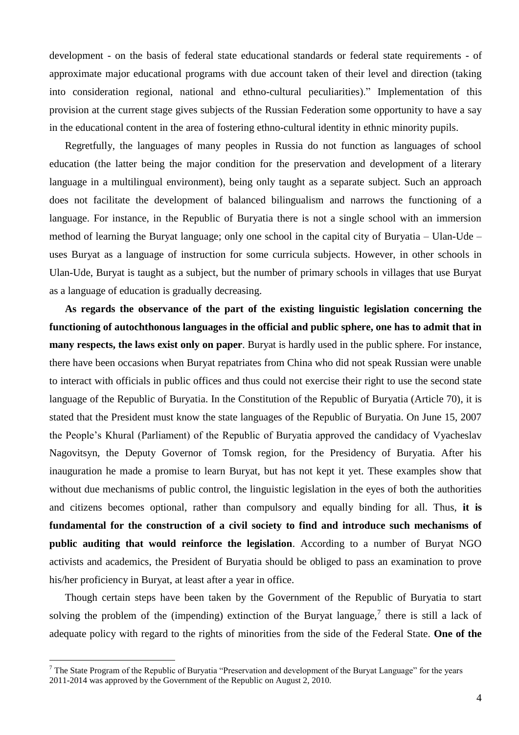development - on the basis of federal state educational standards or federal state requirements - of approximate major educational programs with due account taken of their level and direction (taking into consideration regional, national and ethno-cultural peculiarities)." Implementation of this provision at the current stage gives subjects of the Russian Federation some opportunity to have a say in the educational content in the area of fostering ethno-cultural identity in ethnic minority pupils.

Regretfully, the languages of many peoples in Russia do not function as languages of school education (the latter being the major condition for the preservation and development of a literary language in a multilingual environment), being only taught as a separate subject. Such an approach does not facilitate the development of balanced bilingualism and narrows the functioning of a language. For instance, in the Republic of Buryatia there is not a single school with an immersion method of learning the Buryat language; only one school in the capital city of Buryatia – Ulan-Ude – uses Buryat as a language of instruction for some curricula subjects. However, in other schools in Ulan-Ude, Buryat is taught as a subject, but the number of primary schools in villages that use Buryat as a language of education is gradually decreasing.

**As regards the observance of the part of the existing linguistic legislation concerning the functioning of autochthonous languages in the official and public sphere, one has to admit that in many respects, the laws exist only on paper**. Buryat is hardly used in the public sphere. For instance, there have been occasions when Buryat repatriates from China who did not speak Russian were unable to interact with officials in public offices and thus could not exercise their right to use the second state language of the Republic of Buryatia. In the Constitution of the Republic of Buryatia (Article 70), it is stated that the President must know the state languages of the Republic of Buryatia. On June 15, 2007 the People's Khural (Parliament) of the Republic of Buryatia approved the candidacy of Vyacheslav Nagovitsyn, the Deputy Governor of Tomsk region, for the Presidency of Buryatia. After his inauguration he made a promise to learn Buryat, but has not kept it yet. These examples show that without due mechanisms of public control, the linguistic legislation in the eyes of both the authorities and citizens becomes optional, rather than compulsory and equally binding for all. Thus, **it is fundamental for the construction of a civil society to find and introduce such mechanisms of public auditing that would reinforce the legislation**. According to a number of Buryat NGO activists and academics, the President of Buryatia should be obliged to pass an examination to prove his/her proficiency in Buryat, at least after a year in office.

Though certain steps have been taken by the Government of the Republic of Buryatia to start solving the problem of the (impending) extinction of the Buryat language,[7] there is still a lack of adequate policy with regard to the rights of minorities from the side of the Federal State. **One of the**

[7] The State Program of the Republic of Buryatia "Preservation and development of the Buryat Language" for the years 2011-2014 was approved by the Government of the Republic on August 2, 2010.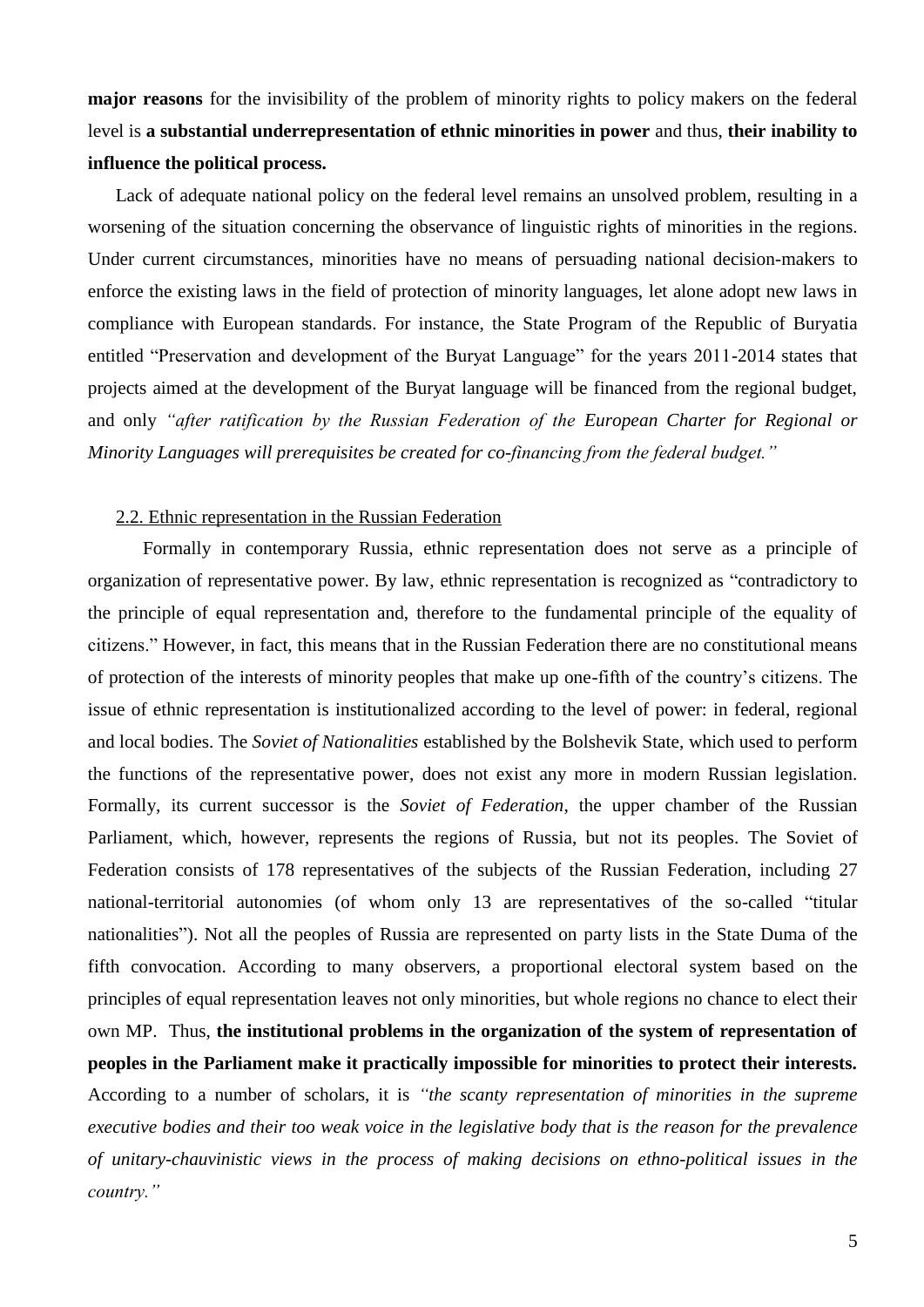**major reasons** for the invisibility of the problem of minority rights to policy makers on the federal level is **a substantial underrepresentation of ethnic minorities in power** and thus, **their inability to influence the political process.**

Lack of adequate national policy on the federal level remains an unsolved problem, resulting in a worsening of the situation concerning the observance of linguistic rights of minorities in the regions. Under current circumstances, minorities have no means of persuading national decision-makers to enforce the existing laws in the field of protection of minority languages, let alone adopt new laws in compliance with European standards. For instance, the State Program of the Republic of Buryatia entitled "Preservation and development of the Buryat Language" for the years 2011-2014 states that projects aimed at the development of the Buryat language will be financed from the regional budget, and only *"after ratification by the Russian Federation of the European Charter for Regional or Minority Languages will prerequisites be created for co-financing from the federal budget."*

2.2. Ethnic representation in the Russian Federation

Formally in contemporary Russia, ethnic representation does not serve as a principle of organization of representative power. By law, ethnic representation is recognized as "contradictory to the principle of equal representation and, therefore to the fundamental principle of the equality of citizens." However, in fact, this means that in the Russian Federation there are no constitutional means of protection of the interests of minority peoples that make up one-fifth of the country's citizens. The issue of ethnic representation is institutionalized according to the level of power: in federal, regional and local bodies. The *Soviet of Nationalities* established by the Bolshevik State, which used to perform the functions of the representative power, does not exist any more in modern Russian legislation. Formally, its current successor is the *Soviet of Federation*, the upper chamber of the Russian Parliament, which, however, represents the regions of Russia, but not its peoples. The Soviet of Federation consists of 178 representatives of the subjects of the Russian Federation, including 27 national-territorial autonomies (of whom only 13 are representatives of the so-called "titular nationalities"). Not all the peoples of Russia are represented on party lists in the State Duma of the fifth convocation. According to many observers, a proportional electoral system based on the principles of equal representation leaves not only minorities, but whole regions no chance to elect their own MP. Thus, **the institutional problems in the organization of the system of representation of peoples in the Parliament make it practically impossible for minorities to protect their interests.** According to a number of scholars, it is *"the scanty representation of minorities in the supreme executive bodies and their too weak voice in the legislative body that is the reason for the prevalence of unitary-chauvinistic views in the process of making decisions on ethno-political issues in the country."*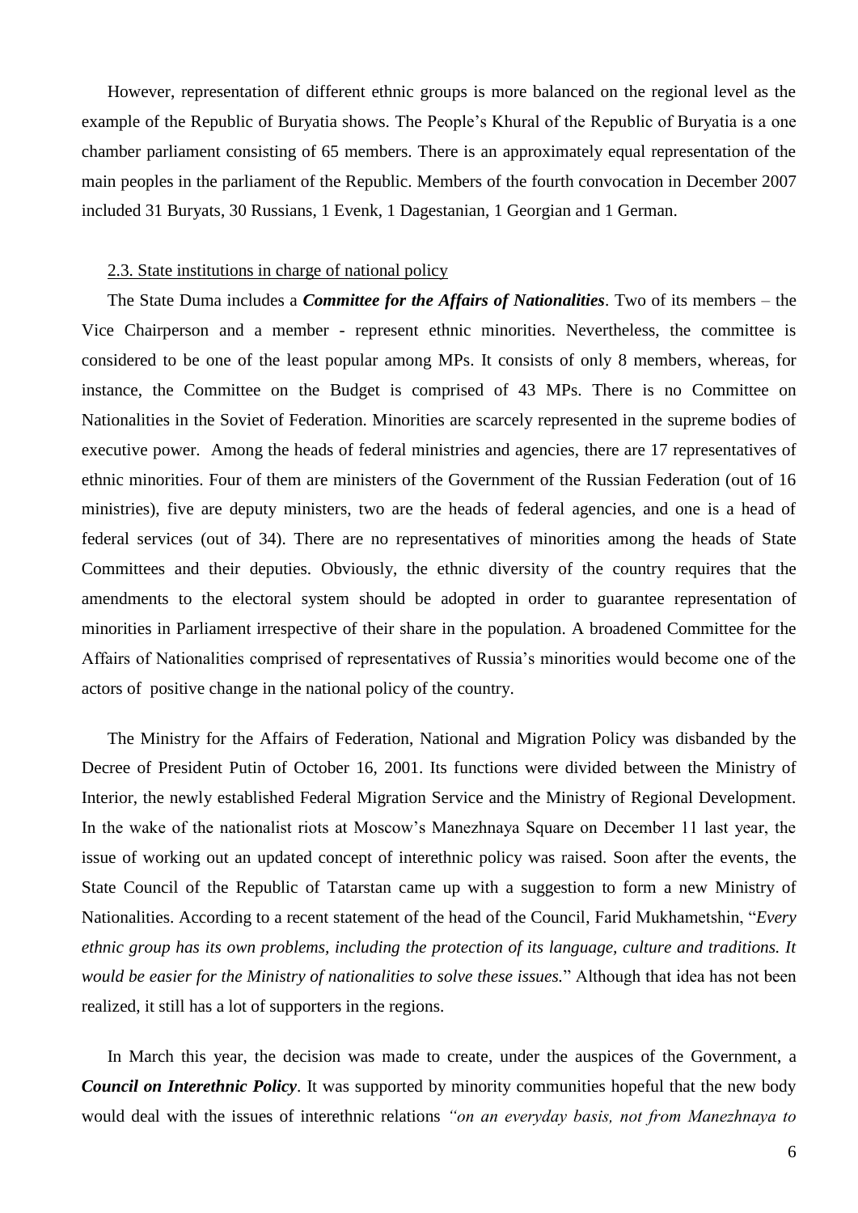However, representation of different ethnic groups is more balanced on the regional level as the example of the Republic of Buryatia shows. The People's Khural of the Republic of Buryatia is a one chamber parliament consisting of 65 members. There is an approximately equal representation of the main peoples in the parliament of the Republic. Members of the fourth convocation in December 2007 included 31 Buryats, 30 Russians, 1 Evenk, 1 Dagestanian, 1 Georgian and 1 German.

### 2.3. State institutions in charge of national policy

The State Duma includes a ***Committee for the Affairs of Nationalities***. Two of its members – the Vice Chairperson and a member - represent ethnic minorities. Nevertheless, the committee is considered to be one of the least popular among MPs. It consists of only 8 members, whereas, for instance, the Committee on the Budget is comprised of 43 MPs. There is no Committee on Nationalities in the Soviet of Federation. Minorities are scarcely represented in the supreme bodies of executive power. Among the heads of federal ministries and agencies, there are 17 representatives of ethnic minorities. Four of them are ministers of the Government of the Russian Federation (out of 16 ministries), five are deputy ministers, two are the heads of federal agencies, and one is a head of federal services (out of 34). There are no representatives of minorities among the heads of State Committees and their deputies. Obviously, the ethnic diversity of the country requires that the amendments to the electoral system should be adopted in order to guarantee representation of minorities in Parliament irrespective of their share in the population. A broadened Committee for the Affairs of Nationalities comprised of representatives of Russia's minorities would become one of the actors of positive change in the national policy of the country.

The Ministry for the Affairs of Federation, National and Migration Policy was disbanded by the Decree of President Putin of October 16, 2001. Its functions were divided between the Ministry of Interior, the newly established Federal Migration Service and the Ministry of Regional Development. In the wake of the nationalist riots at Moscow's Manezhnaya Square on December 11 last year, the issue of working out an updated concept of interethnic policy was raised. Soon after the events, the State Council of the Republic of Tatarstan came up with a suggestion to form a new Ministry of Nationalities. According to a recent statement of the head of the Council, Farid Mukhametshin, "*Every ethnic group has its own problems, including the protection of its language, culture and traditions. It would be easier for the Ministry of nationalities to solve these issues.*" Although that idea has not been realized, it still has a lot of supporters in the regions.

In March this year, the decision was made to create, under the auspices of the Government, a ***Council on Interethnic Policy***. It was supported by minority communities hopeful that the new body would deal with the issues of interethnic relations *"on an everyday basis, not from Manezhnaya to*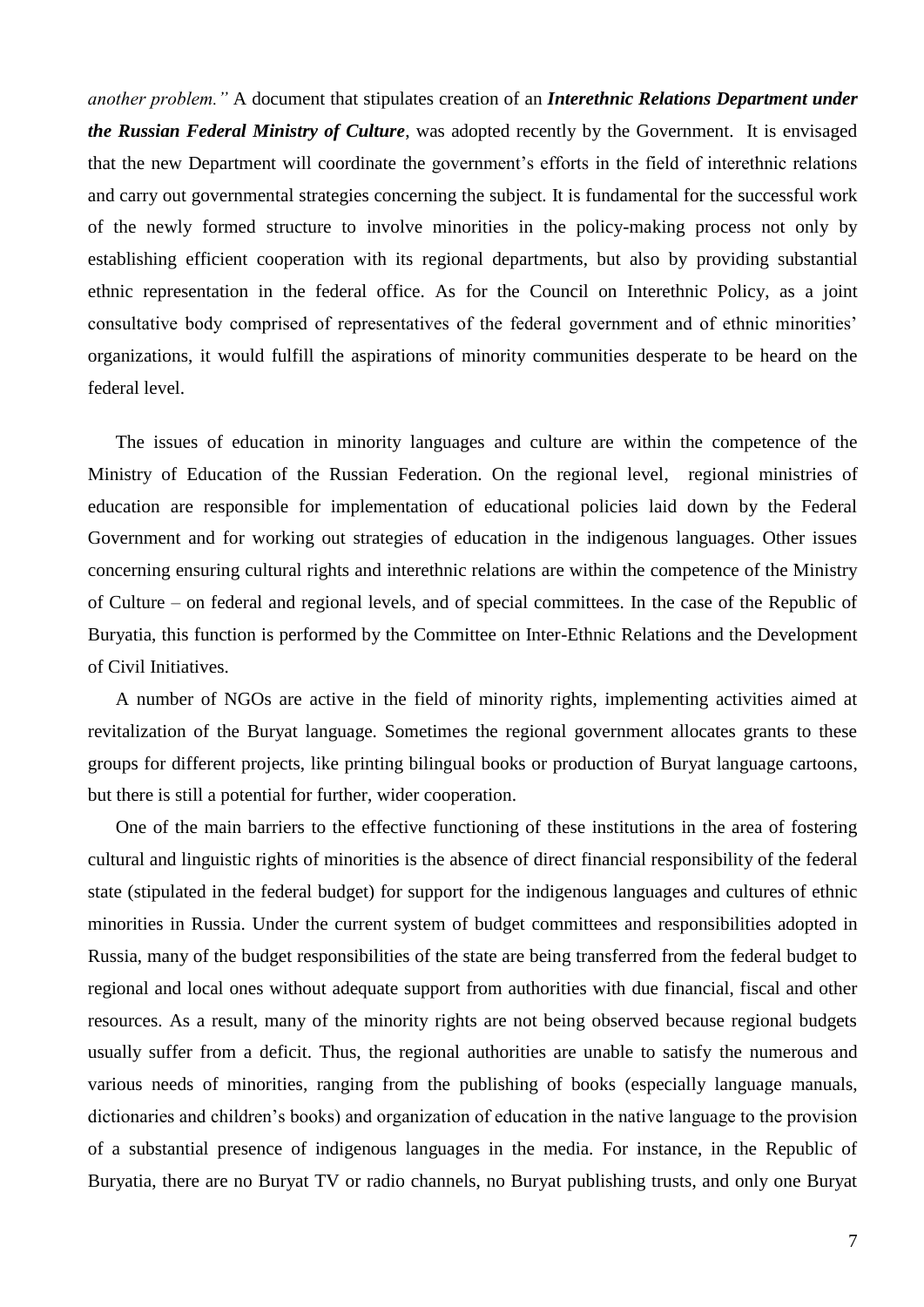*another problem."* A document that stipulates creation of an ***Interethnic Relations Department under the Russian Federal Ministry of Culture***, was adopted recently by the Government. It is envisaged that the new Department will coordinate the government's efforts in the field of interethnic relations and carry out governmental strategies concerning the subject. It is fundamental for the successful work of the newly formed structure to involve minorities in the policy-making process not only by establishing efficient cooperation with its regional departments, but also by providing substantial ethnic representation in the federal office. As for the Council on Interethnic Policy, as a joint consultative body comprised of representatives of the federal government and of ethnic minorities' organizations, it would fulfill the aspirations of minority communities desperate to be heard on the federal level.

The issues of education in minority languages and culture are within the competence of the Ministry of Education of the Russian Federation. On the regional level, regional ministries of education are responsible for implementation of educational policies laid down by the Federal Government and for working out strategies of education in the indigenous languages. Other issues concerning ensuring cultural rights and interethnic relations are within the competence of the Ministry of Culture – on federal and regional levels, and of special committees. In the case of the Republic of Buryatia, this function is performed by the Committee on Inter-Ethnic Relations and the Development of Civil Initiatives.

A number of NGOs are active in the field of minority rights, implementing activities aimed at revitalization of the Buryat language. Sometimes the regional government allocates grants to these groups for different projects, like printing bilingual books or production of Buryat language cartoons, but there is still a potential for further, wider cooperation.

One of the main barriers to the effective functioning of these institutions in the area of fostering cultural and linguistic rights of minorities is the absence of direct financial responsibility of the federal state (stipulated in the federal budget) for support for the indigenous languages and cultures of ethnic minorities in Russia. Under the current system of budget committees and responsibilities adopted in Russia, many of the budget responsibilities of the state are being transferred from the federal budget to regional and local ones without adequate support from authorities with due financial, fiscal and other resources. As a result, many of the minority rights are not being observed because regional budgets usually suffer from a deficit. Thus, the regional authorities are unable to satisfy the numerous and various needs of minorities, ranging from the publishing of books (especially language manuals, dictionaries and children's books) and organization of education in the native language to the provision of a substantial presence of indigenous languages in the media. For instance, in the Republic of Buryatia, there are no Buryat TV or radio channels, no Buryat publishing trusts, and only one Buryat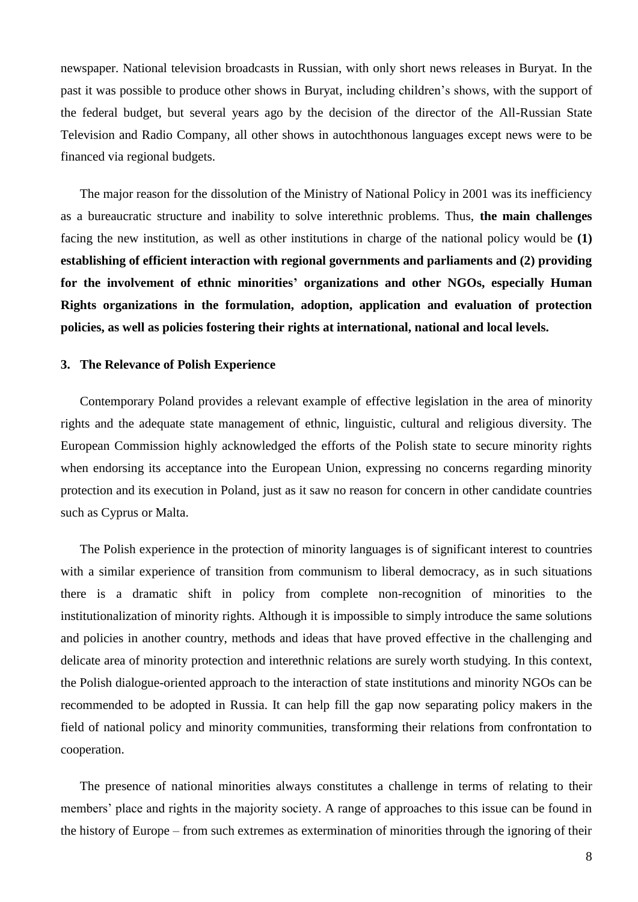newspaper. National television broadcasts in Russian, with only short news releases in Buryat. In the past it was possible to produce other shows in Buryat, including children's shows, with the support of the federal budget, but several years ago by the decision of the director of the All-Russian State Television and Radio Company, all other shows in autochthonous languages except news were to be financed via regional budgets.

The major reason for the dissolution of the Ministry of National Policy in 2001 was its inefficiency as a bureaucratic structure and inability to solve interethnic problems. Thus, **the main challenges** facing the new institution, as well as other institutions in charge of the national policy would be **(1) establishing of efficient interaction with regional governments and parliaments and (2) providing for the involvement of ethnic minorities' organizations and other NGOs, especially Human Rights organizations in the formulation, adoption, application and evaluation of protection policies, as well as policies fostering their rights at international, national and local levels.**

### 3. The Relevance of Polish Experience

Contemporary Poland provides a relevant example of effective legislation in the area of minority rights and the adequate state management of ethnic, linguistic, cultural and religious diversity. The European Commission highly acknowledged the efforts of the Polish state to secure minority rights when endorsing its acceptance into the European Union, expressing no concerns regarding minority protection and its execution in Poland, just as it saw no reason for concern in other candidate countries such as Cyprus or Malta.

The Polish experience in the protection of minority languages is of significant interest to countries with a similar experience of transition from communism to liberal democracy, as in such situations there is a dramatic shift in policy from complete non-recognition of minorities to the institutionalization of minority rights. Although it is impossible to simply introduce the same solutions and policies in another country, methods and ideas that have proved effective in the challenging and delicate area of minority protection and interethnic relations are surely worth studying. In this context, the Polish dialogue-oriented approach to the interaction of state institutions and minority NGOs can be recommended to be adopted in Russia. It can help fill the gap now separating policy makers in the field of national policy and minority communities, transforming their relations from confrontation to cooperation.

The presence of national minorities always constitutes a challenge in terms of relating to their members' place and rights in the majority society. A range of approaches to this issue can be found in the history of Europe – from such extremes as extermination of minorities through the ignoring of their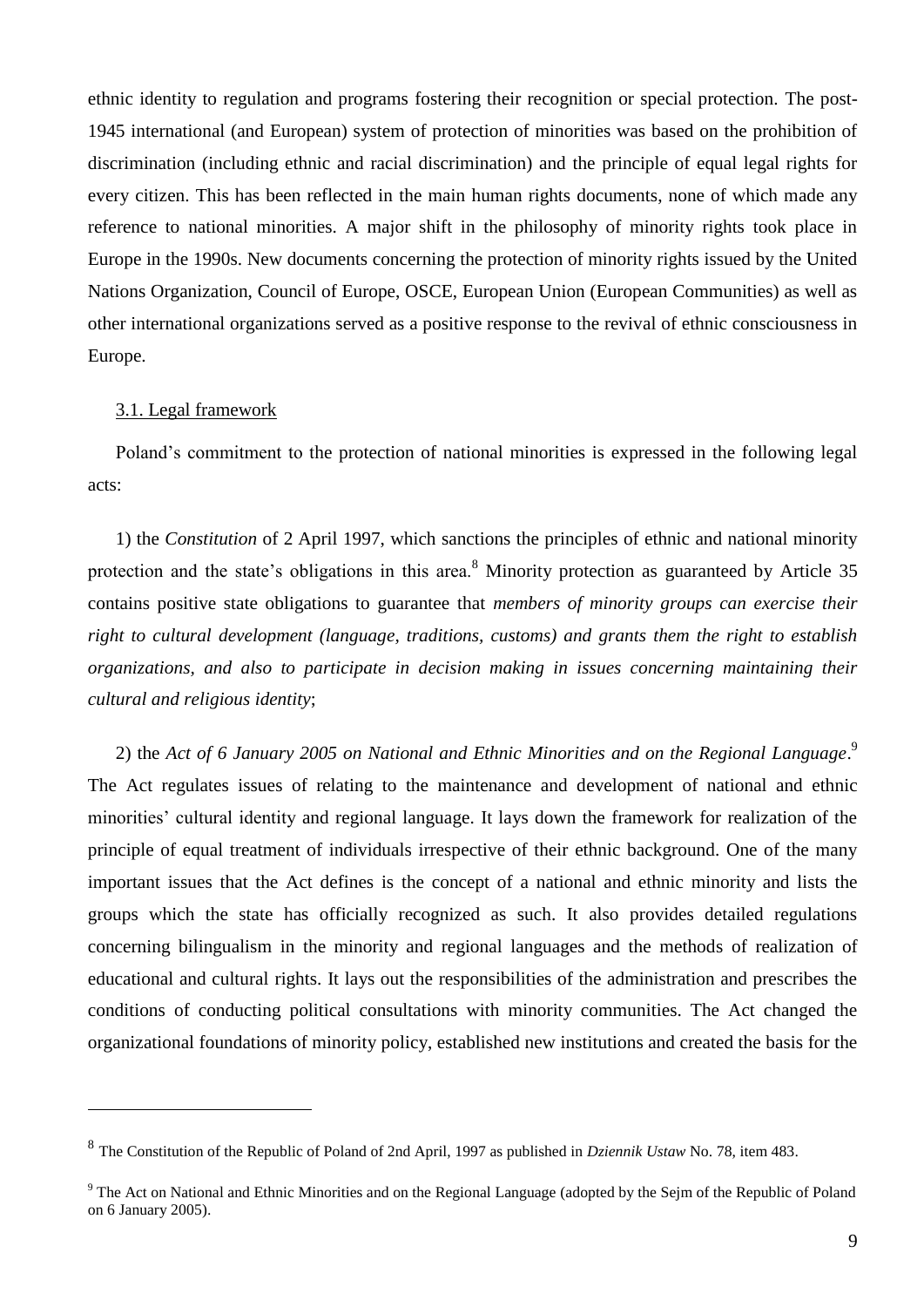ethnic identity to regulation and programs fostering their recognition or special protection. The post-1945 international (and European) system of protection of minorities was based on the prohibition of discrimination (including ethnic and racial discrimination) and the principle of equal legal rights for every citizen. This has been reflected in the main human rights documents, none of which made any reference to national minorities. A major shift in the philosophy of minority rights took place in Europe in the 1990s. New documents concerning the protection of minority rights issued by the United Nations Organization, Council of Europe, OSCE, European Union (European Communities) as well as other international organizations served as a positive response to the revival of ethnic consciousness in Europe.

### 3.1. Legal framework

Poland's commitment to the protection of national minorities is expressed in the following legal acts:

1) the *Constitution* of 2 April 1997, which sanctions the principles of ethnic and national minority protection and the state's obligations in this area.[8] Minority protection as guaranteed by Article 35 contains positive state obligations to guarantee that *members of minority groups can exercise their right to cultural development (language, traditions, customs) and grants them the right to establish organizations, and also to participate in decision making in issues concerning maintaining their cultural and religious identity*;

2) the *Act of 6 January 2005 on National and Ethnic Minorities and on the Regional Language*.[9] The Act regulates issues of relating to the maintenance and development of national and ethnic minorities' cultural identity and regional language. It lays down the framework for realization of the principle of equal treatment of individuals irrespective of their ethnic background. One of the many important issues that the Act defines is the concept of a national and ethnic minority and lists the groups which the state has officially recognized as such. It also provides detailed regulations concerning bilingualism in the minority and regional languages and the methods of realization of educational and cultural rights. It lays out the responsibilities of the administration and prescribes the conditions of conducting political consultations with minority communities. The Act changed the organizational foundations of minority policy, established new institutions and created the basis for the

---

[8] The Constitution of the Republic of Poland of 2nd April, 1997 as published in *Dziennik Ustaw* No. 78, item 483.

[9] The Act on National and Ethnic Minorities and on the Regional Language (adopted by the Sejm of the Republic of Poland on 6 January 2005).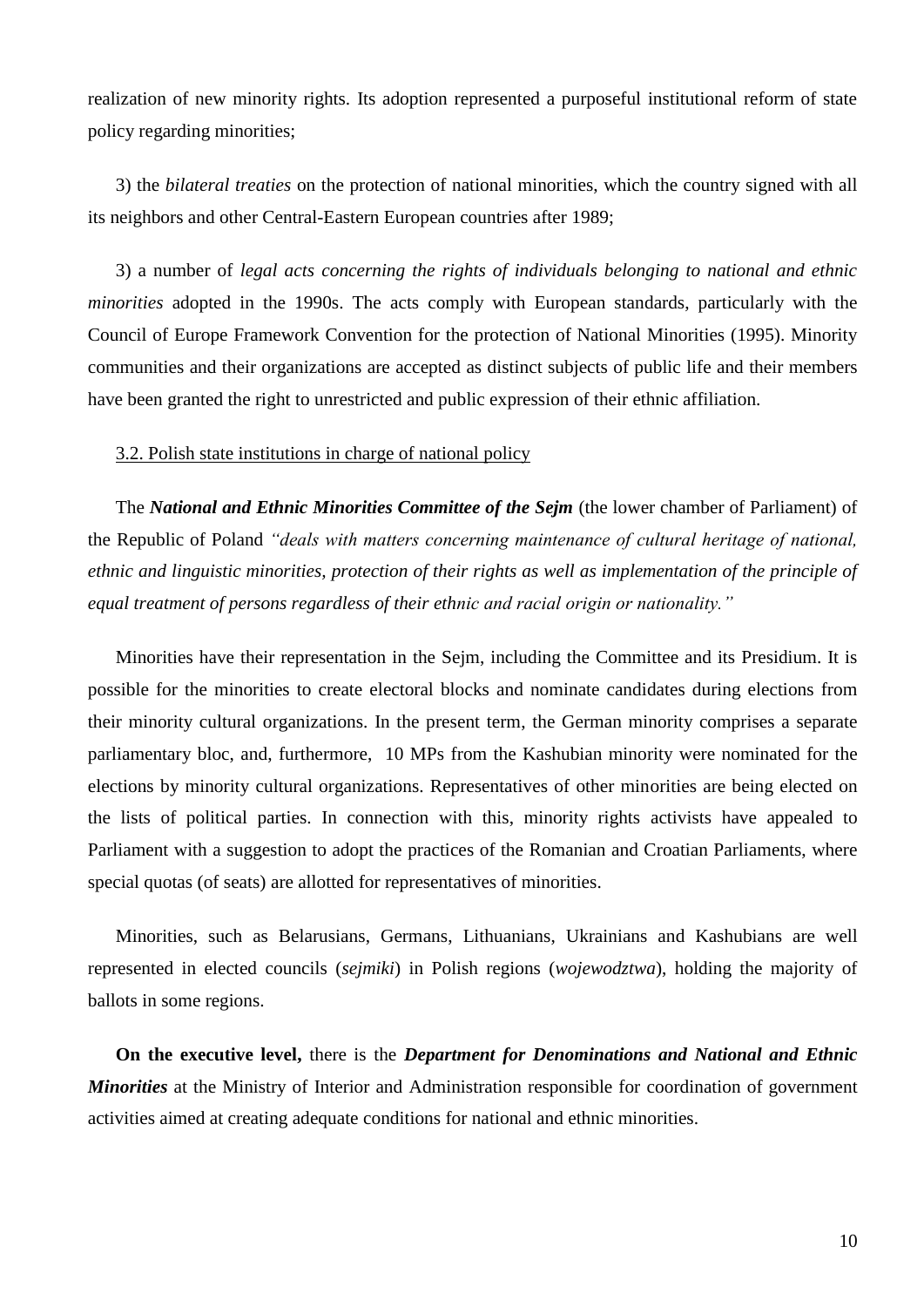realization of new minority rights. Its adoption represented a purposeful institutional reform of state policy regarding minorities;

3) the *bilateral treaties* on the protection of national minorities, which the country signed with all its neighbors and other Central-Eastern European countries after 1989;

3) a number of *legal acts concerning the rights of individuals belonging to national and ethnic minorities* adopted in the 1990s. The acts comply with European standards, particularly with the Council of Europe Framework Convention for the protection of National Minorities (1995). Minority communities and their organizations are accepted as distinct subjects of public life and their members have been granted the right to unrestricted and public expression of their ethnic affiliation.

### 3.2. Polish state institutions in charge of national policy

The ***National and Ethnic Minorities Committee of the Sejm*** (the lower chamber of Parliament) of the Republic of Poland *"deals with matters concerning maintenance of cultural heritage of national, ethnic and linguistic minorities, protection of their rights as well as implementation of the principle of equal treatment of persons regardless of their ethnic and racial origin or nationality."*

Minorities have their representation in the Sejm, including the Committee and its Presidium. It is possible for the minorities to create electoral blocks and nominate candidates during elections from their minority cultural organizations. In the present term, the German minority comprises a separate parliamentary bloc, and, furthermore, 10 MPs from the Kashubian minority were nominated for the elections by minority cultural organizations. Representatives of other minorities are being elected on the lists of political parties. In connection with this, minority rights activists have appealed to Parliament with a suggestion to adopt the practices of the Romanian and Croatian Parliaments, where special quotas (of seats) are allotted for representatives of minorities.

Minorities, such as Belarusians, Germans, Lithuanians, Ukrainians and Kashubians are well represented in elected councils (*sejmiki*) in Polish regions (*wojewodztwa*), holding the majority of ballots in some regions.

**On the executive level,** there is the ***Department for Denominations and National and Ethnic Minorities*** at the Ministry of Interior and Administration responsible for coordination of government activities aimed at creating adequate conditions for national and ethnic minorities.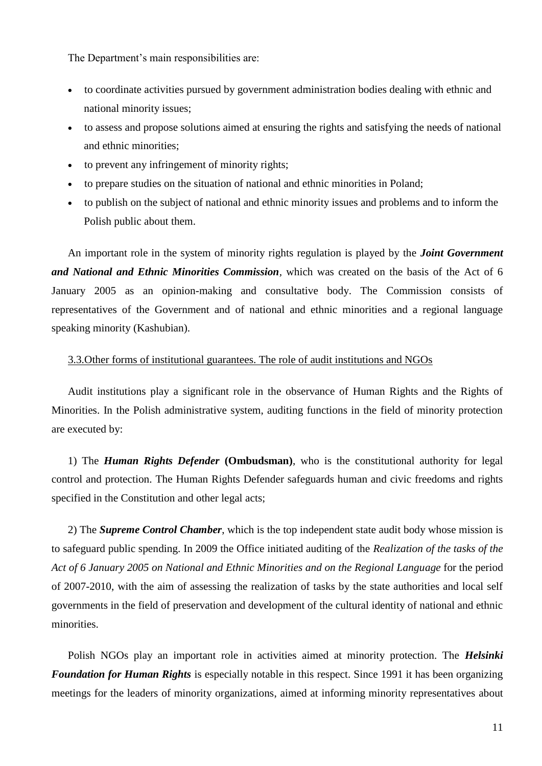The Department's main responsibilities are:

- to coordinate activities pursued by government administration bodies dealing with ethnic and national minority issues;
- to assess and propose solutions aimed at ensuring the rights and satisfying the needs of national and ethnic minorities;
- to prevent any infringement of minority rights;
- to prepare studies on the situation of national and ethnic minorities in Poland;
- to publish on the subject of national and ethnic minority issues and problems and to inform the Polish public about them.

An important role in the system of minority rights regulation is played by the ***Joint Government and National and Ethnic Minorities Commission***, which was created on the basis of the Act of 6 January 2005 as an opinion-making and consultative body. The Commission consists of representatives of the Government and of national and ethnic minorities and a regional language speaking minority (Kashubian).

### 3.3.Other forms of institutional guarantees. The role of audit institutions and NGOs

Audit institutions play a significant role in the observance of Human Rights and the Rights of Minorities. In the Polish administrative system, auditing functions in the field of minority protection are executed by:

1) The ***Human Rights Defender*** **(Ombudsman)**, who is the constitutional authority for legal control and protection. The Human Rights Defender safeguards human and civic freedoms and rights specified in the Constitution and other legal acts;

2) The ***Supreme Control Chamber***, which is the top independent state audit body whose mission is to safeguard public spending. In 2009 the Office initiated auditing of the *Realization of the tasks of the Act of 6 January 2005 on National and Ethnic Minorities and on the Regional Language* for the period of 2007-2010, with the aim of assessing the realization of tasks by the state authorities and local self governments in the field of preservation and development of the cultural identity of national and ethnic minorities.

Polish NGOs play an important role in activities aimed at minority protection. The ***Helsinki Foundation for Human Rights*** is especially notable in this respect. Since 1991 it has been organizing meetings for the leaders of minority organizations, aimed at informing minority representatives about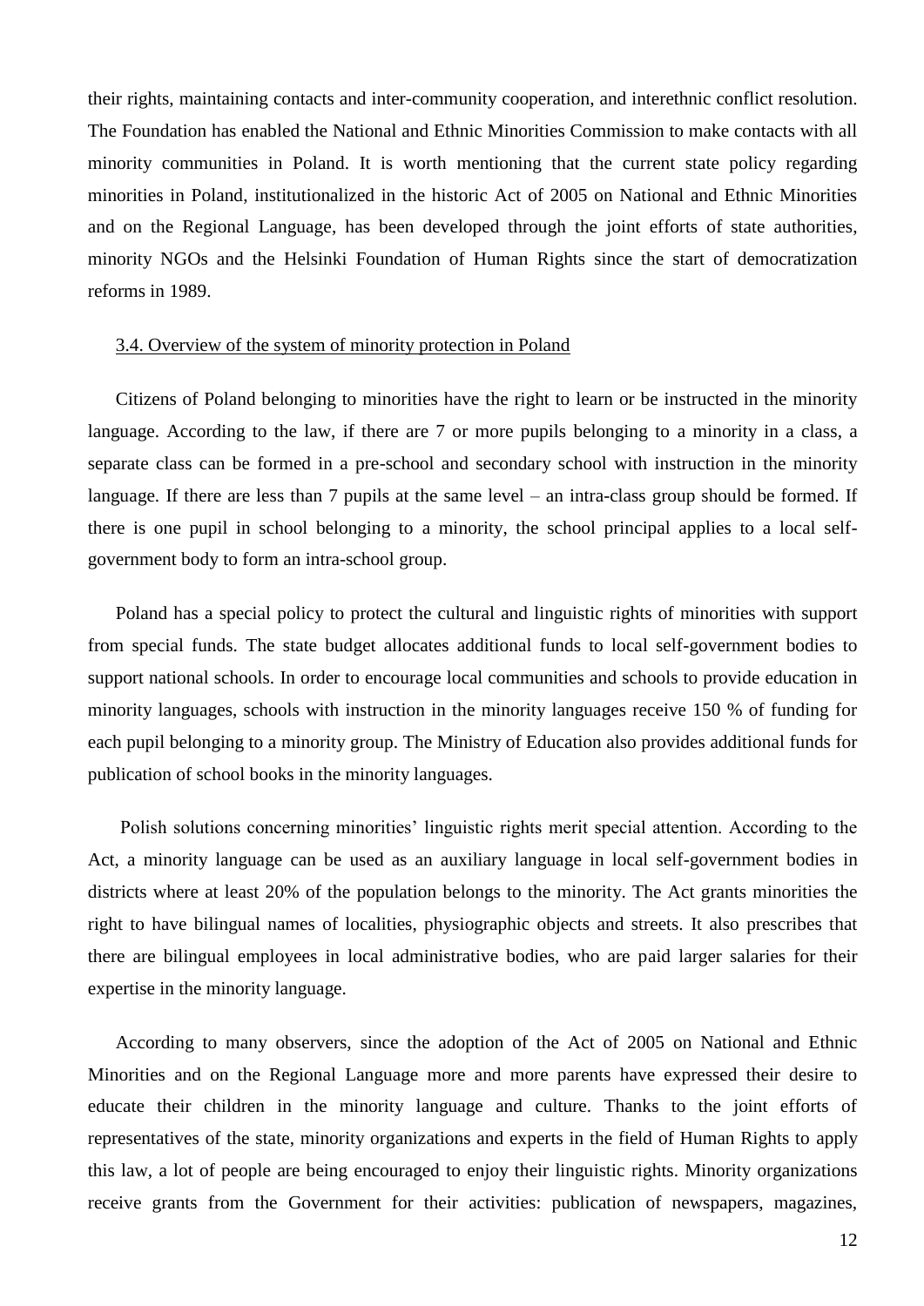their rights, maintaining contacts and inter-community cooperation, and interethnic conflict resolution. The Foundation has enabled the National and Ethnic Minorities Commission to make contacts with all minority communities in Poland. It is worth mentioning that the current state policy regarding minorities in Poland, institutionalized in the historic Act of 2005 on National and Ethnic Minorities and on the Regional Language, has been developed through the joint efforts of state authorities, minority NGOs and the Helsinki Foundation of Human Rights since the start of democratization reforms in 1989.

### 3.4. Overview of the system of minority protection in Poland

Citizens of Poland belonging to minorities have the right to learn or be instructed in the minority language. According to the law, if there are 7 or more pupils belonging to a minority in a class, a separate class can be formed in a pre-school and secondary school with instruction in the minority language. If there are less than 7 pupils at the same level – an intra-class group should be formed. If there is one pupil in school belonging to a minority, the school principal applies to a local self-government body to form an intra-school group.

Poland has a special policy to protect the cultural and linguistic rights of minorities with support from special funds. The state budget allocates additional funds to local self-government bodies to support national schools. In order to encourage local communities and schools to provide education in minority languages, schools with instruction in the minority languages receive 150 % of funding for each pupil belonging to a minority group. The Ministry of Education also provides additional funds for publication of school books in the minority languages.

Polish solutions concerning minorities' linguistic rights merit special attention. According to the Act, a minority language can be used as an auxiliary language in local self-government bodies in districts where at least 20% of the population belongs to the minority. The Act grants minorities the right to have bilingual names of localities, physiographic objects and streets. It also prescribes that there are bilingual employees in local administrative bodies, who are paid larger salaries for their expertise in the minority language.

According to many observers, since the adoption of the Act of 2005 on National and Ethnic Minorities and on the Regional Language more and more parents have expressed their desire to educate their children in the minority language and culture. Thanks to the joint efforts of representatives of the state, minority organizations and experts in the field of Human Rights to apply this law, a lot of people are being encouraged to enjoy their linguistic rights. Minority organizations receive grants from the Government for their activities: publication of newspapers, magazines,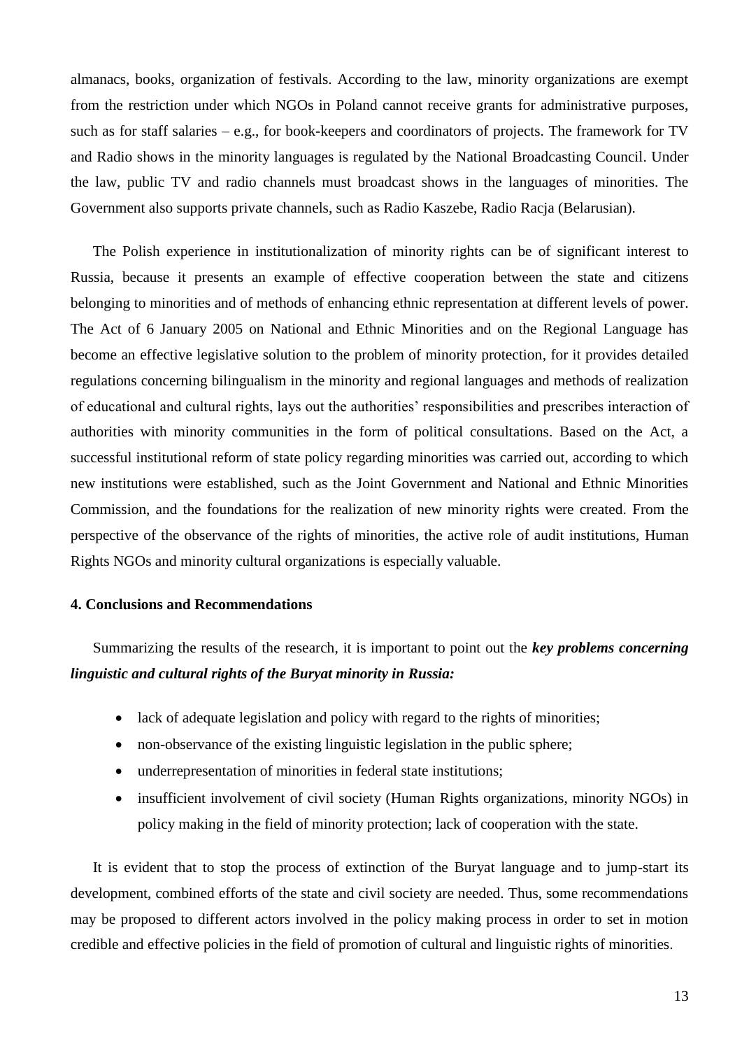almanacs, books, organization of festivals. According to the law, minority organizations are exempt from the restriction under which NGOs in Poland cannot receive grants for administrative purposes, such as for staff salaries – e.g., for book-keepers and coordinators of projects. The framework for TV and Radio shows in the minority languages is regulated by the National Broadcasting Council. Under the law, public TV and radio channels must broadcast shows in the languages of minorities. The Government also supports private channels, such as Radio Kaszebe, Radio Racja (Belarusian).

The Polish experience in institutionalization of minority rights can be of significant interest to Russia, because it presents an example of effective cooperation between the state and citizens belonging to minorities and of methods of enhancing ethnic representation at different levels of power. The Act of 6 January 2005 on National and Ethnic Minorities and on the Regional Language has become an effective legislative solution to the problem of minority protection, for it provides detailed regulations concerning bilingualism in the minority and regional languages and methods of realization of educational and cultural rights, lays out the authorities' responsibilities and prescribes interaction of authorities with minority communities in the form of political consultations. Based on the Act, a successful institutional reform of state policy regarding minorities was carried out, according to which new institutions were established, such as the Joint Government and National and Ethnic Minorities Commission, and the foundations for the realization of new minority rights were created. From the perspective of the observance of the rights of minorities, the active role of audit institutions, Human Rights NGOs and minority cultural organizations is especially valuable.

## 4. Conclusions and Recommendations

Summarizing the results of the research, it is important to point out the ***key problems concerning linguistic and cultural rights of the Buryat minority in Russia:***

- lack of adequate legislation and policy with regard to the rights of minorities;
- non-observance of the existing linguistic legislation in the public sphere;
- underrepresentation of minorities in federal state institutions;
- insufficient involvement of civil society (Human Rights organizations, minority NGOs) in policy making in the field of minority protection; lack of cooperation with the state.

It is evident that to stop the process of extinction of the Buryat language and to jump-start its development, combined efforts of the state and civil society are needed. Thus, some recommendations may be proposed to different actors involved in the policy making process in order to set in motion credible and effective policies in the field of promotion of cultural and linguistic rights of minorities.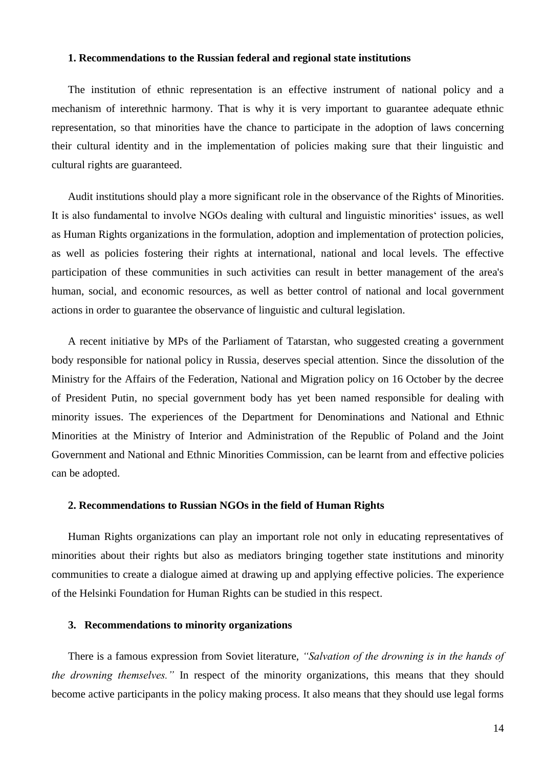### 1. Recommendations to the Russian federal and regional state institutions

The institution of ethnic representation is an effective instrument of national policy and a mechanism of interethnic harmony. That is why it is very important to guarantee adequate ethnic representation, so that minorities have the chance to participate in the adoption of laws concerning their cultural identity and in the implementation of policies making sure that their linguistic and cultural rights are guaranteed.

Audit institutions should play a more significant role in the observance of the Rights of Minorities. It is also fundamental to involve NGOs dealing with cultural and linguistic minorities‘ issues, as well as Human Rights organizations in the formulation, adoption and implementation of protection policies, as well as policies fostering their rights at international, national and local levels. The effective participation of these communities in such activities can result in better management of the area's human, social, and economic resources, as well as better control of national and local government actions in order to guarantee the observance of linguistic and cultural legislation.

A recent initiative by MPs of the Parliament of Tatarstan, who suggested creating a government body responsible for national policy in Russia, deserves special attention. Since the dissolution of the Ministry for the Affairs of the Federation, National and Migration policy on 16 October by the decree of President Putin, no special government body has yet been named responsible for dealing with minority issues. The experiences of the Department for Denominations and National and Ethnic Minorities at the Ministry of Interior and Administration of the Republic of Poland and the Joint Government and National and Ethnic Minorities Commission, can be learnt from and effective policies can be adopted.

### 2. Recommendations to Russian NGOs in the field of Human Rights

Human Rights organizations can play an important role not only in educating representatives of minorities about their rights but also as mediators bringing together state institutions and minority communities to create a dialogue aimed at drawing up and applying effective policies. The experience of the Helsinki Foundation for Human Rights can be studied in this respect.

### 3. Recommendations to minority organizations

There is a famous expression from Soviet literature, *"Salvation of the drowning is in the hands of the drowning themselves."* In respect of the minority organizations, this means that they should become active participants in the policy making process. It also means that they should use legal forms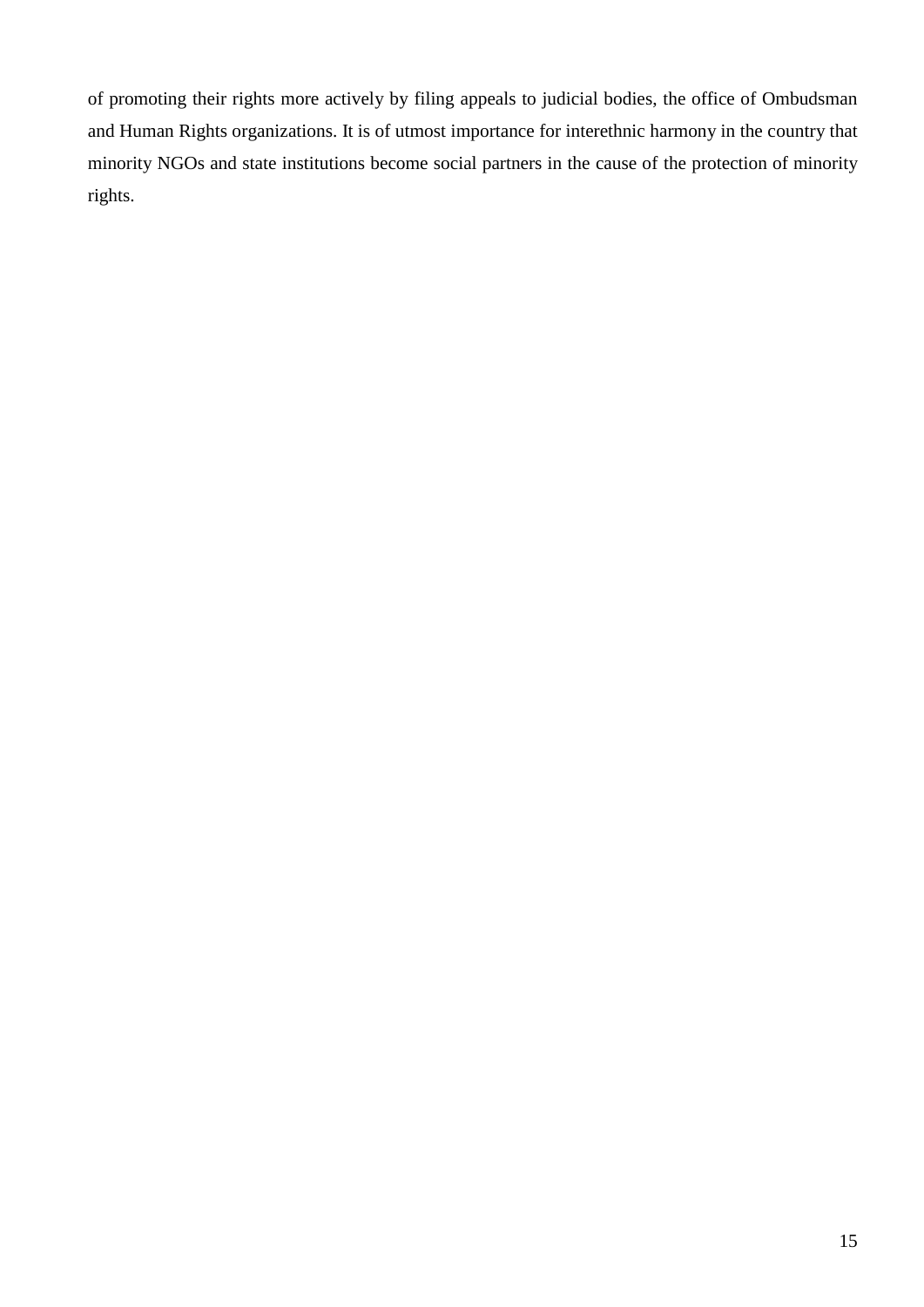of promoting their rights more actively by filing appeals to judicial bodies, the office of Ombudsman and Human Rights organizations. It is of utmost importance for interethnic harmony in the country that minority NGOs and state institutions become social partners in the cause of the protection of minority rights.